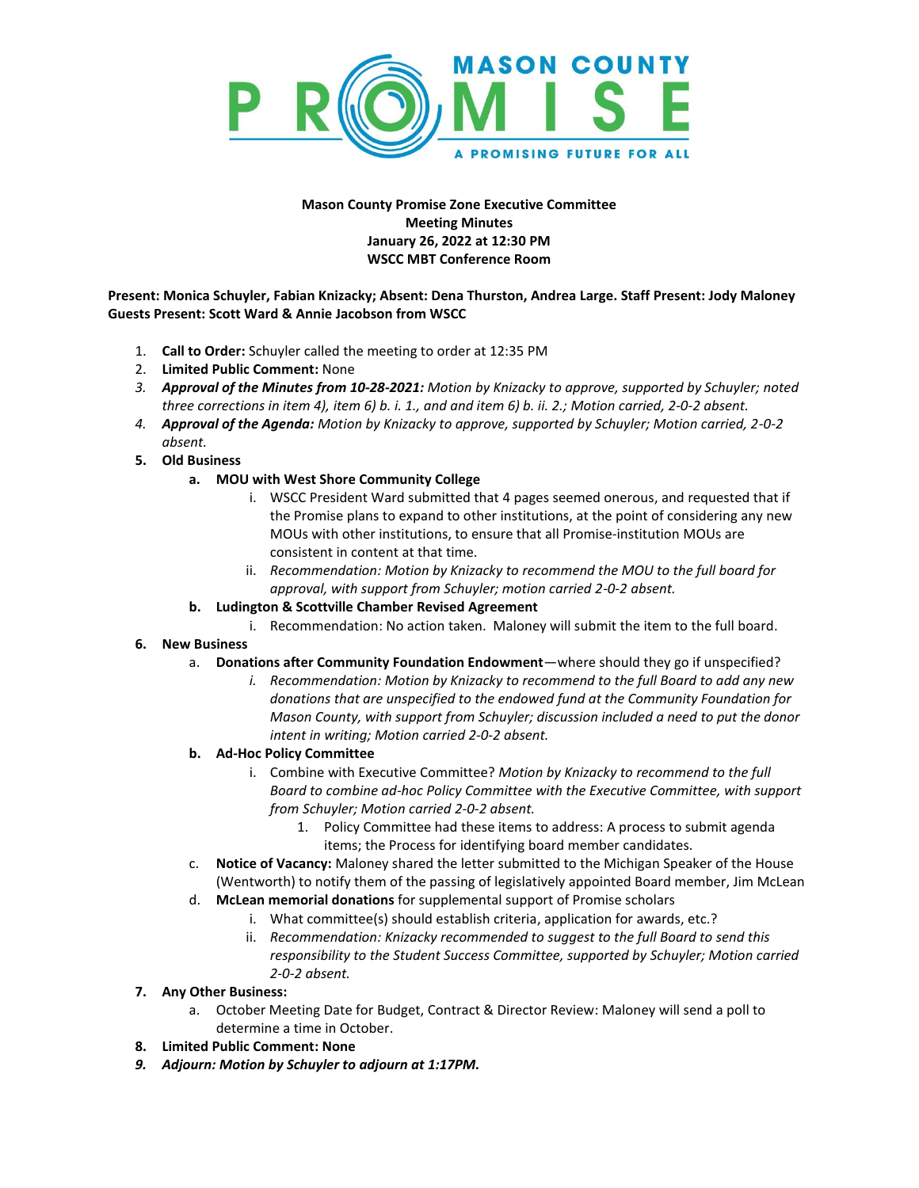MASON COUNTY PROMISE — A PROMISING FUTURE FOR ALL

**Mason County Promise Zone Executive Committee**
**Meeting Minutes**
**January 26, 2022 at 12:30 PM**
**WSCC MBT Conference Room**

**Present: Monica Schuyler, Fabian Knizacky; Absent: Dena Thurston, Andrea Large. Staff Present: Jody Maloney**
**Guests Present: Scott Ward & Annie Jacobson from WSCC**

1. **Call to Order:** Schuyler called the meeting to order at 12:35 PM
2. **Limited Public Comment:** None
3. ***Approval of the Minutes from 10-28-2021:*** *Motion by Knizacky to approve, supported by Schuyler; noted three corrections in item 4), item 6) b. i. 1., and and item 6) b. ii. 2.; Motion carried, 2-0-2 absent.*
4. ***Approval of the Agenda:*** *Motion by Knizacky to approve, supported by Schuyler; Motion carried, 2-0-2 absent.*
5. **Old Business**
   - **a. MOU with West Shore Community College**
     - i. WSCC President Ward submitted that 4 pages seemed onerous, and requested that if the Promise plans to expand to other institutions, at the point of considering any new MOUs with other institutions, to ensure that all Promise-institution MOUs are consistent in content at that time.
     - ii. *Recommendation: Motion by Knizacky to recommend the MOU to the full board for approval, with support from Schuyler; motion carried 2-0-2 absent.*
   - **b. Ludington & Scottville Chamber Revised Agreement**
     - i. Recommendation: No action taken. Maloney will submit the item to the full board.
6. **New Business**
   - a. **Donations after Community Foundation Endowment**—where should they go if unspecified?
     - *i. Recommendation: Motion by Knizacky to recommend to the full Board to add any new donations that are unspecified to the endowed fund at the Community Foundation for Mason County, with support from Schuyler; discussion included a need to put the donor intent in writing; Motion carried 2-0-2 absent.*
   - **b. Ad-Hoc Policy Committee**
     - i. Combine with Executive Committee? *Motion by Knizacky to recommend to the full Board to combine ad-hoc Policy Committee with the Executive Committee, with support from Schuyler; Motion carried 2-0-2 absent.*
       1. Policy Committee had these items to address: A process to submit agenda items; the Process for identifying board member candidates.
   - c. **Notice of Vacancy:** Maloney shared the letter submitted to the Michigan Speaker of the House (Wentworth) to notify them of the passing of legislatively appointed Board member, Jim McLean
   - d. **McLean memorial donations** for supplemental support of Promise scholars
     - i. What committee(s) should establish criteria, application for awards, etc.?
     - ii. *Recommendation: Knizacky recommended to suggest to the full Board to send this responsibility to the Student Success Committee, supported by Schuyler; Motion carried 2-0-2 absent.*
7. **Any Other Business:**
   - a. October Meeting Date for Budget, Contract & Director Review: Maloney will send a poll to determine a time in October.
8. **Limited Public Comment: None**
9. ***Adjourn: Motion by Schuyler to adjourn at 1:17PM.***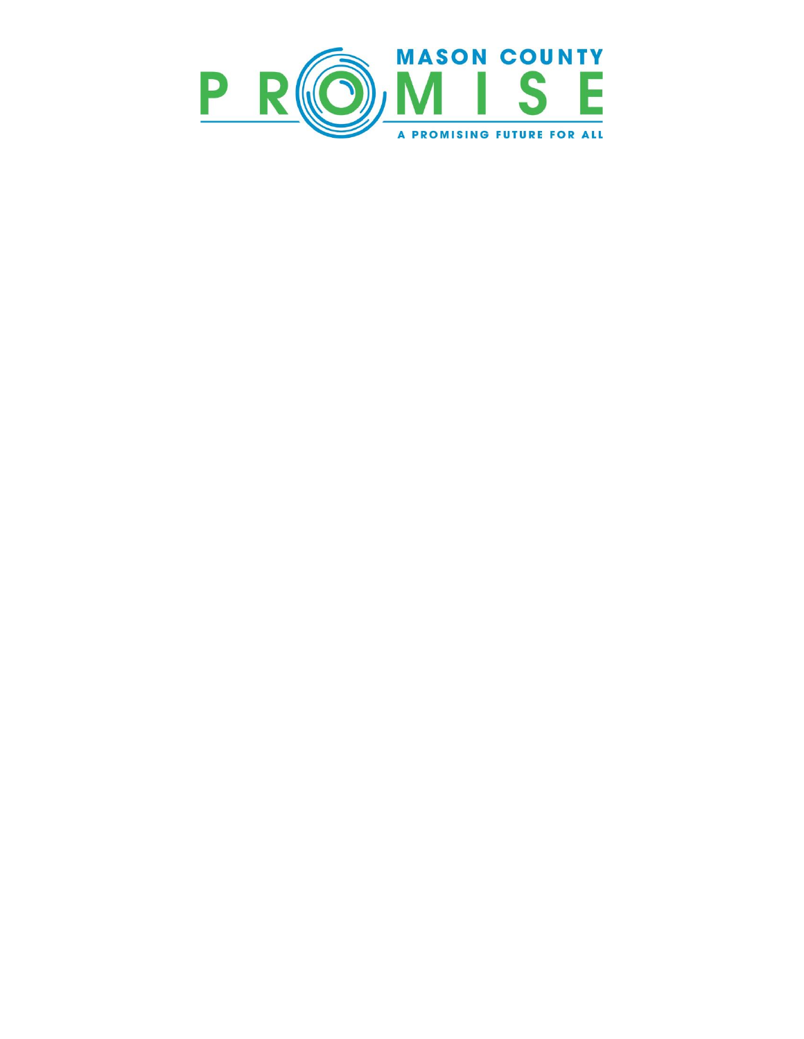MASON COUNTY

PROMISE

A PROMISING FUTURE FOR ALL